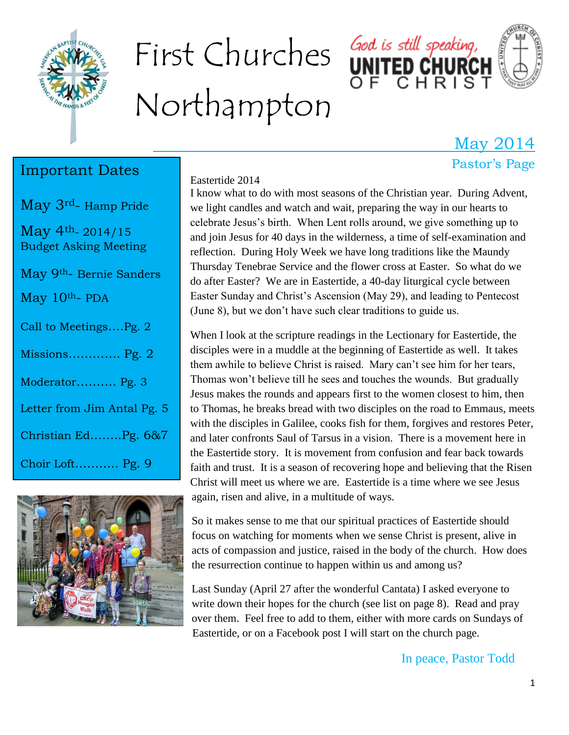# First Churches Northampton

God is still speaking,
UNITED CHURCH OF CHRIST

## May 2014

### Pastor's Page

## Important Dates

May 3rd- Hamp Pride

May 4th- 2014/15 Budget Asking Meeting

May 9th- Bernie Sanders

May 10th- PDA

Call to Meetings....Pg. 2

Missions............. Pg. 2

Moderator.......... Pg. 3

Letter from Jim Antal Pg. 5

Christian Ed........Pg. 6&7

Choir Loft........... Pg. 9

Eastertide 2014

I know what to do with most seasons of the Christian year. During Advent, we light candles and watch and wait, preparing the way in our hearts to celebrate Jesus's birth. When Lent rolls around, we give something up to and join Jesus for 40 days in the wilderness, a time of self-examination and reflection. During Holy Week we have long traditions like the Maundy Thursday Tenebrae Service and the flower cross at Easter. So what do we do after Easter? We are in Eastertide, a 40-day liturgical cycle between Easter Sunday and Christ's Ascension (May 29), and leading to Pentecost (June 8), but we don't have such clear traditions to guide us.

When I look at the scripture readings in the Lectionary for Eastertide, the disciples were in a muddle at the beginning of Eastertide as well. It takes them awhile to believe Christ is raised. Mary can't see him for her tears, Thomas won't believe till he sees and touches the wounds. But gradually Jesus makes the rounds and appears first to the women closest to him, then to Thomas, he breaks bread with two disciples on the road to Emmaus, meets with the disciples in Galilee, cooks fish for them, forgives and restores Peter, and later confronts Saul of Tarsus in a vision. There is a movement here in the Eastertide story. It is movement from confusion and fear back towards faith and trust. It is a season of recovering hope and believing that the Risen Christ will meet us where we are. Eastertide is a time where we see Jesus again, risen and alive, in a multitude of ways.

So it makes sense to me that our spiritual practices of Eastertide should focus on watching for moments when we sense Christ is present, alive in acts of compassion and justice, raised in the body of the church. How does the resurrection continue to happen within us and among us?

Last Sunday (April 27 after the wonderful Cantata) I asked everyone to write down their hopes for the church (see list on page 8). Read and pray over them. Feel free to add to them, either with more cards on Sundays of Eastertide, or on a Facebook post I will start on the church page.

In peace, Pastor Todd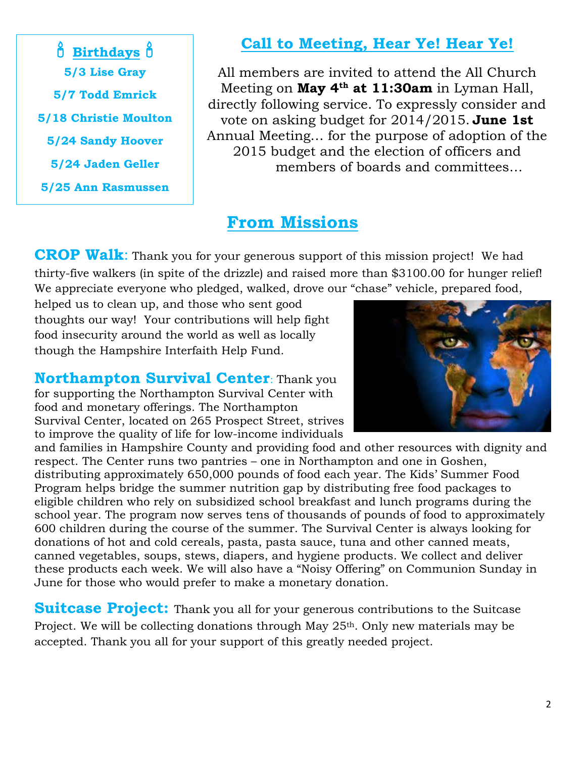## Birthdays

**5/3 Lise Gray**

**5/7 Todd Emrick**

**5/18 Christie Moulton**

**5/24 Sandy Hoover**

**5/24 Jaden Geller**

**5/25 Ann Rasmussen**

## Call to Meeting, Hear Ye! Hear Ye!

All members are invited to attend the All Church Meeting on **May 4th at 11:30am** in Lyman Hall, directly following service. To expressly consider and vote on asking budget for 2014/2015. **June 1st** Annual Meeting… for the purpose of adoption of the 2015 budget and the election of officers and members of boards and committees…

# From Missions

**CROP Walk**: Thank you for your generous support of this mission project! We had thirty-five walkers (in spite of the drizzle) and raised more than $3100.00 for hunger relief! We appreciate everyone who pledged, walked, drove our "chase" vehicle, prepared food, helped us to clean up, and those who sent good thoughts our way! Your contributions will help fight food insecurity around the world as well as locally though the Hampshire Interfaith Help Fund.

**Northampton Survival Center**: Thank you for supporting the Northampton Survival Center with food and monetary offerings. The Northampton Survival Center, located on 265 Prospect Street, strives to improve the quality of life for low-income individuals and families in Hampshire County and providing food and other resources with dignity and respect. The Center runs two pantries – one in Northampton and one in Goshen, distributing approximately 650,000 pounds of food each year. The Kids' Summer Food Program helps bridge the summer nutrition gap by distributing free food packages to eligible children who rely on subsidized school breakfast and lunch programs during the school year. The program now serves tens of thousands of pounds of food to approximately 600 children during the course of the summer. The Survival Center is always looking for donations of hot and cold cereals, pasta, pasta sauce, tuna and other canned meats, canned vegetables, soups, stews, diapers, and hygiene products. We collect and deliver these products each week. We will also have a "Noisy Offering" on Communion Sunday in June for those who would prefer to make a monetary donation.

**Suitcase Project:** Thank you all for your generous contributions to the Suitcase Project. We will be collecting donations through May 25th. Only new materials may be accepted. Thank you all for your support of this greatly needed project.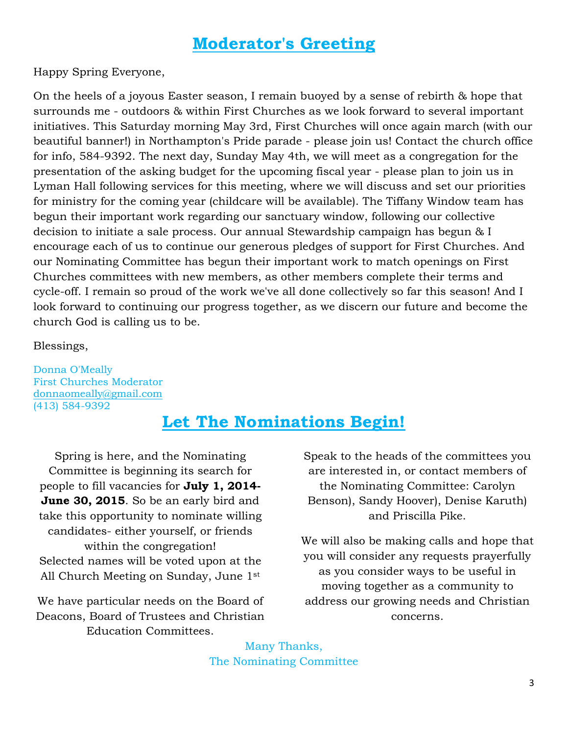## Moderator's Greeting

Happy Spring Everyone,

On the heels of a joyous Easter season, I remain buoyed by a sense of rebirth & hope that surrounds me - outdoors & within First Churches as we look forward to several important initiatives. This Saturday morning May 3rd, First Churches will once again march (with our beautiful banner!) in Northampton's Pride parade - please join us! Contact the church office for info, 584-9392. The next day, Sunday May 4th, we will meet as a congregation for the presentation of the asking budget for the upcoming fiscal year - please plan to join us in Lyman Hall following services for this meeting, where we will discuss and set our priorities for ministry for the coming year (childcare will be available). The Tiffany Window team has begun their important work regarding our sanctuary window, following our collective decision to initiate a sale process. Our annual Stewardship campaign has begun & I encourage each of us to continue our generous pledges of support for First Churches. And our Nominating Committee has begun their important work to match openings on First Churches committees with new members, as other members complete their terms and cycle-off. I remain so proud of the work we've all done collectively so far this season! And I look forward to continuing our progress together, as we discern our future and become the church God is calling us to be.

Blessings,

Donna O'Meally
First Churches Moderator
donnaomeally@gmail.com
(413) 584-9392

## Let The Nominations Begin!

Spring is here, and the Nominating Committee is beginning its search for people to fill vacancies for **July 1, 2014-June 30, 2015**. So be an early bird and take this opportunity to nominate willing candidates- either yourself, or friends within the congregation!
Selected names will be voted upon at the All Church Meeting on Sunday, June 1st

We have particular needs on the Board of Deacons, Board of Trustees and Christian Education Committees.

Speak to the heads of the committees you are interested in, or contact members of the Nominating Committee: Carolyn Benson), Sandy Hoover), Denise Karuth) and Priscilla Pike.

We will also be making calls and hope that you will consider any requests prayerfully as you consider ways to be useful in moving together as a community to address our growing needs and Christian concerns.

Many Thanks,
The Nominating Committee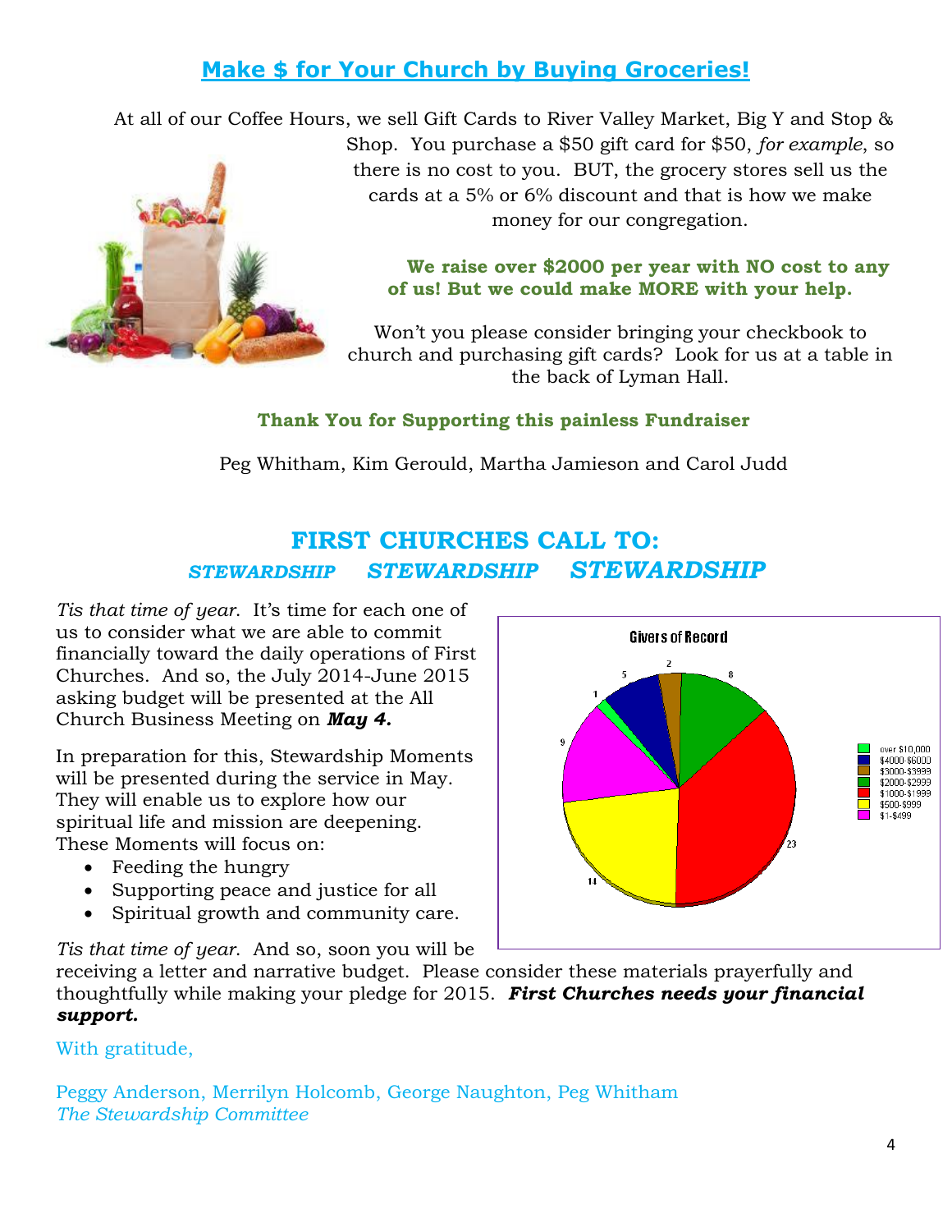## Make $ for Your Church by Buying Groceries!

At all of our Coffee Hours, we sell Gift Cards to River Valley Market, Big Y and Stop & Shop. You purchase a $50 gift card for $50, *for example*, so there is no cost to you. BUT, the grocery stores sell us the cards at a 5% or 6% discount and that is how we make money for our congregation.

**We raise over $2000 per year with NO cost to any of us! But we could make MORE with your help.**

Won't you please consider bringing your checkbook to church and purchasing gift cards? Look for us at a table in the back of Lyman Hall.

**Thank You for Supporting this painless Fundraiser**

Peg Whitham, Kim Gerould, Martha Jamieson and Carol Judd

## FIRST CHURCHES CALL TO:

***STEWARDSHIP STEWARDSHIP STEWARDSHIP***

*Tis that time of year.* It's time for each one of us to consider what we are able to commit financially toward the daily operations of First Churches. And so, the July 2014-June 2015 asking budget will be presented at the All Church Business Meeting on ***May 4.***

In preparation for this, Stewardship Moments will be presented during the service in May. They will enable us to explore how our spiritual life and mission are deepening. These Moments will focus on:

- Feeding the hungry
- Supporting peace and justice for all
- Spiritual growth and community care.

**Givers of Record**

| Range | Givers |
|---|---|
| over $10,000 | 1 |
| $4000-$6000 | 5 |
| $3000-$3999 | 2 |
| $2000-$2999 | 8 |
| $1000-$1999 | 23 |
| $500-$999 | 14 |
| $1-$499 | 9 |

*Tis that time of year.* And so, soon you will be receiving a letter and narrative budget. Please consider these materials prayerfully and thoughtfully while making your pledge for 2015. ***First Churches needs your financial support.***

With gratitude,

Peggy Anderson, Merrilyn Holcomb, George Naughton, Peg Whitham
*The Stewardship Committee*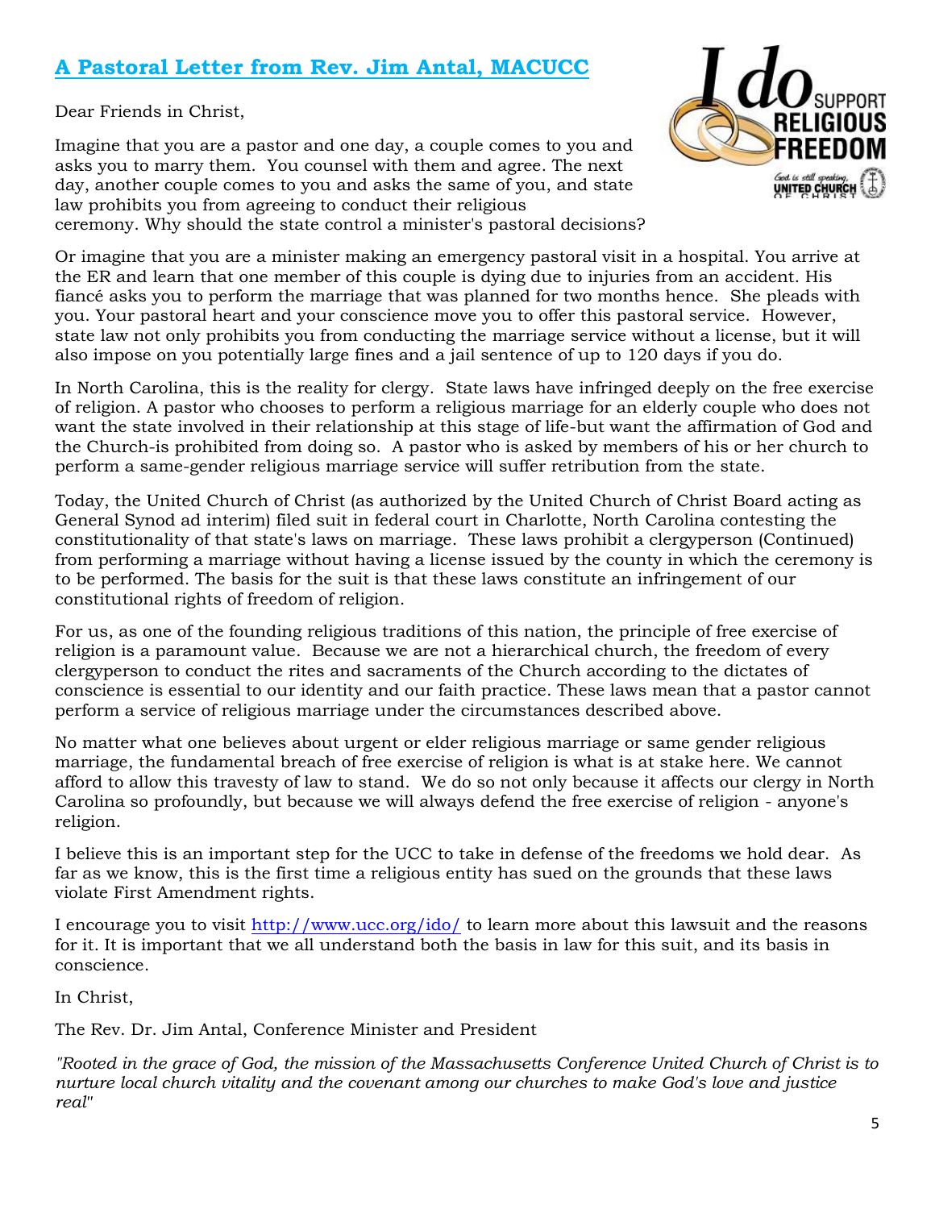## A Pastoral Letter from Rev. Jim Antal, MACUCC

Dear Friends in Christ,

Imagine that you are a pastor and one day, a couple comes to you and asks you to marry them. You counsel with them and agree. The next day, another couple comes to you and asks the same of you, and state law prohibits you from agreeing to conduct their religious ceremony. Why should the state control a minister's pastoral decisions?

Or imagine that you are a minister making an emergency pastoral visit in a hospital. You arrive at the ER and learn that one member of this couple is dying due to injuries from an accident. His fiancé asks you to perform the marriage that was planned for two months hence. She pleads with you. Your pastoral heart and your conscience move you to offer this pastoral service. However, state law not only prohibits you from conducting the marriage service without a license, but it will also impose on you potentially large fines and a jail sentence of up to 120 days if you do.

In North Carolina, this is the reality for clergy. State laws have infringed deeply on the free exercise of religion. A pastor who chooses to perform a religious marriage for an elderly couple who does not want the state involved in their relationship at this stage of life-but want the affirmation of God and the Church-is prohibited from doing so. A pastor who is asked by members of his or her church to perform a same-gender religious marriage service will suffer retribution from the state.

Today, the United Church of Christ (as authorized by the United Church of Christ Board acting as General Synod ad interim) filed suit in federal court in Charlotte, North Carolina contesting the constitutionality of that state's laws on marriage. These laws prohibit a clergyperson (Continued) from performing a marriage without having a license issued by the county in which the ceremony is to be performed. The basis for the suit is that these laws constitute an infringement of our constitutional rights of freedom of religion.

For us, as one of the founding religious traditions of this nation, the principle of free exercise of religion is a paramount value. Because we are not a hierarchical church, the freedom of every clergyperson to conduct the rites and sacraments of the Church according to the dictates of conscience is essential to our identity and our faith practice. These laws mean that a pastor cannot perform a service of religious marriage under the circumstances described above.

No matter what one believes about urgent or elder religious marriage or same gender religious marriage, the fundamental breach of free exercise of religion is what is at stake here. We cannot afford to allow this travesty of law to stand. We do so not only because it affects our clergy in North Carolina so profoundly, but because we will always defend the free exercise of religion - anyone's religion.

I believe this is an important step for the UCC to take in defense of the freedoms we hold dear. As far as we know, this is the first time a religious entity has sued on the grounds that these laws violate First Amendment rights.

I encourage you to visit http://www.ucc.org/ido/ to learn more about this lawsuit and the reasons for it. It is important that we all understand both the basis in law for this suit, and its basis in conscience.

In Christ,

The Rev. Dr. Jim Antal, Conference Minister and President

*"Rooted in the grace of God, the mission of the Massachusetts Conference United Church of Christ is to nurture local church vitality and the covenant among our churches to make God's love and justice real"*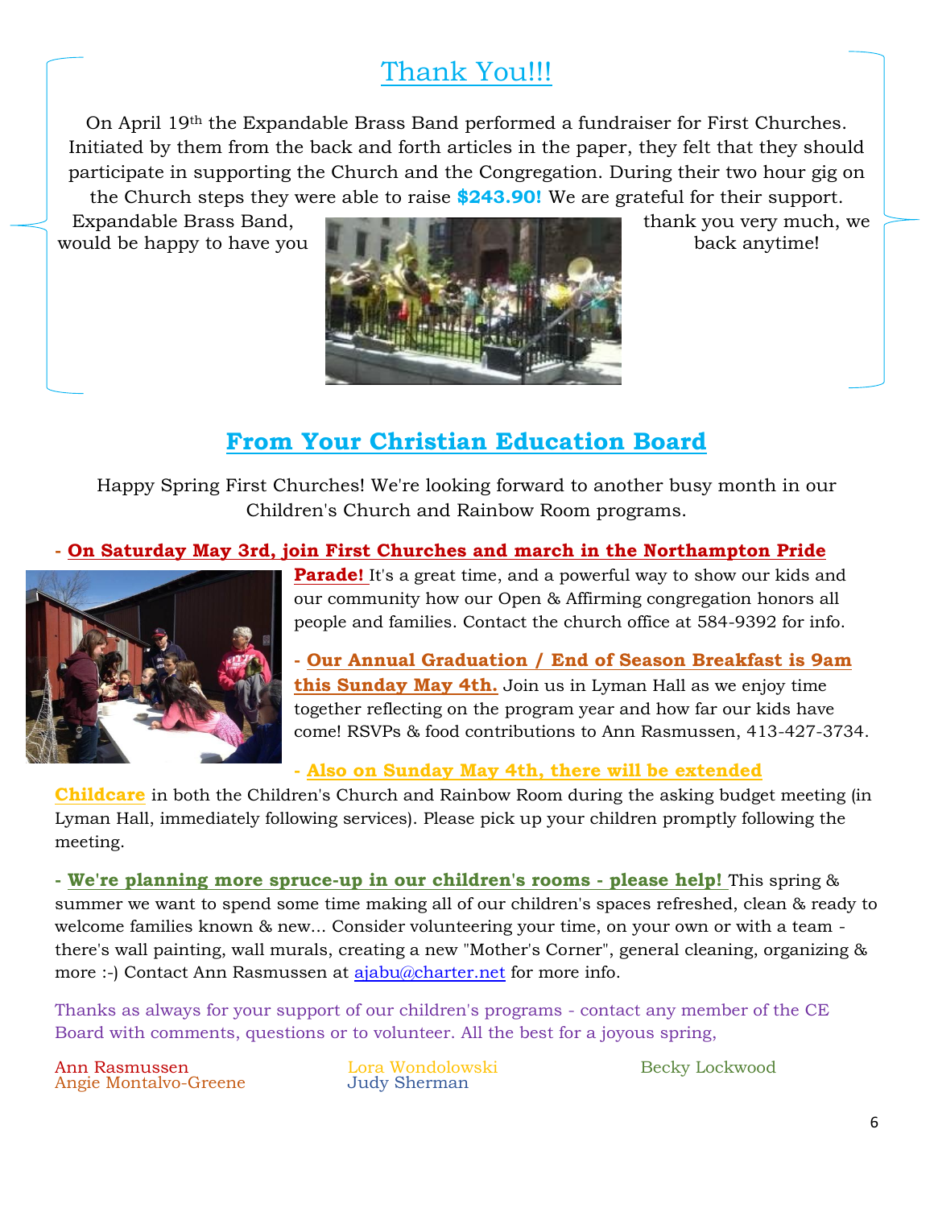## Thank You!!!

On April 19th the Expandable Brass Band performed a fundraiser for First Churches. Initiated by them from the back and forth articles in the paper, they felt that they should participate in supporting the Church and the Congregation. During their two hour gig on the Church steps they were able to raise **$243.90!** We are grateful for their support. Expandable Brass Band, thank you very much, we would be happy to have you back anytime!

## From Your Christian Education Board

Happy Spring First Churches! We're looking forward to another busy month in our Children's Church and Rainbow Room programs.

- **On Saturday May 3rd, join First Churches and march in the Northampton Pride Parade!** It's a great time, and a powerful way to show our kids and our community how our Open & Affirming congregation honors all people and families. Contact the church office at 584-9392 for info.

- **Our Annual Graduation / End of Season Breakfast is 9am this Sunday May 4th.** Join us in Lyman Hall as we enjoy time together reflecting on the program year and how far our kids have come! RSVPs & food contributions to Ann Rasmussen, 413-427-3734.

- **Also on Sunday May 4th, there will be extended Childcare** in both the Children's Church and Rainbow Room during the asking budget meeting (in Lyman Hall, immediately following services). Please pick up your children promptly following the meeting.

- **We're planning more spruce-up in our children's rooms - please help!** This spring & summer we want to spend some time making all of our children's spaces refreshed, clean & ready to welcome families known & new... Consider volunteering your time, on your own or with a team - there's wall painting, wall murals, creating a new "Mother's Corner", general cleaning, organizing & more :-) Contact Ann Rasmussen at ajabu@charter.net for more info.

Thanks as always for your support of our children's programs - contact any member of the CE Board with comments, questions or to volunteer. All the best for a joyous spring,

Ann Rasmussen
Angie Montalvo-Greene
Lora Wondolowski
Judy Sherman
Becky Lockwood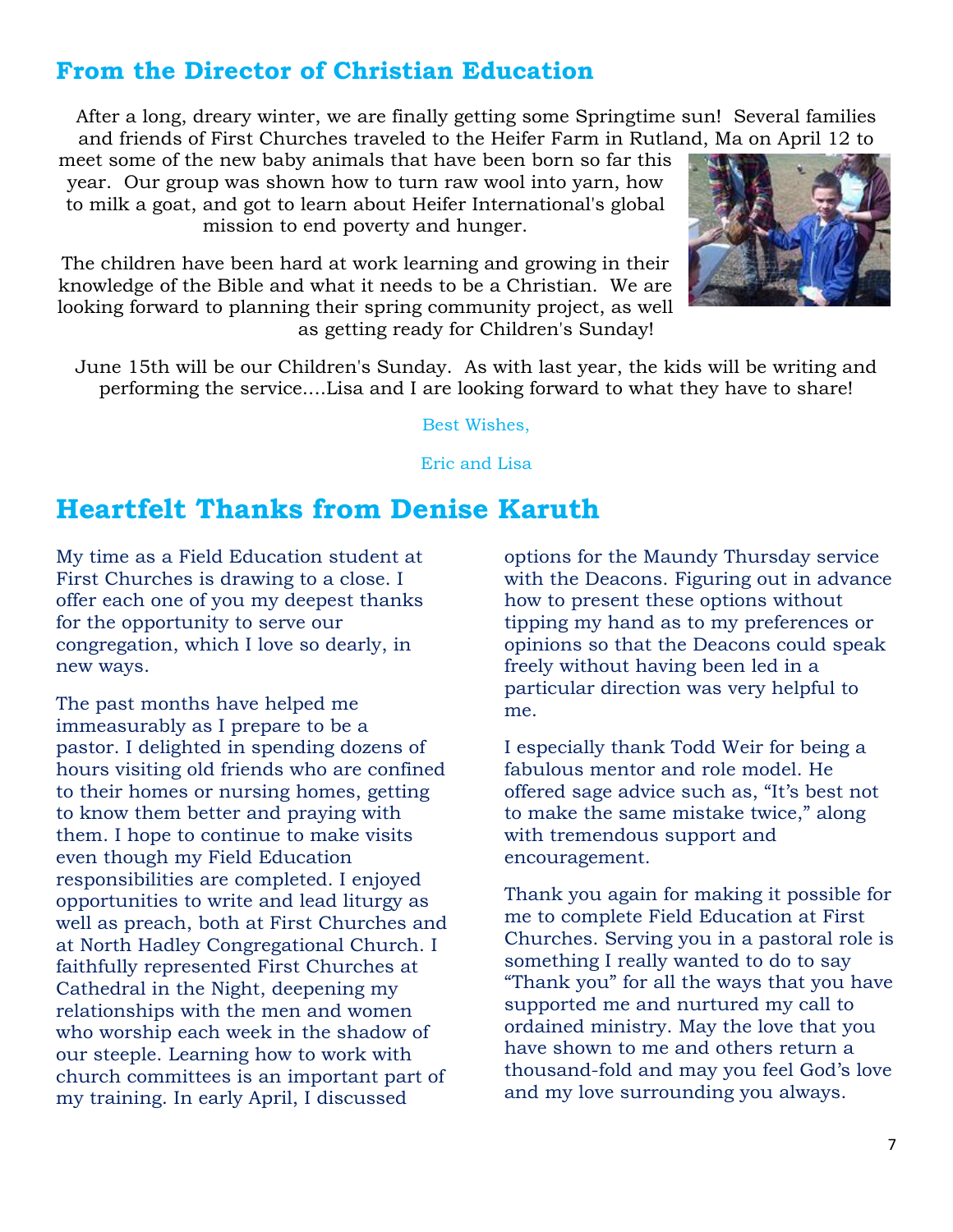## From the Director of Christian Education

After a long, dreary winter, we are finally getting some Springtime sun! Several families and friends of First Churches traveled to the Heifer Farm in Rutland, Ma on April 12 to meet some of the new baby animals that have been born so far this year. Our group was shown how to turn raw wool into yarn, how to milk a goat, and got to learn about Heifer International's global mission to end poverty and hunger.

The children have been hard at work learning and growing in their knowledge of the Bible and what it needs to be a Christian. We are looking forward to planning their spring community project, as well as getting ready for Children's Sunday!

June 15th will be our Children's Sunday. As with last year, the kids will be writing and performing the service....Lisa and I are looking forward to what they have to share!

Best Wishes,

Eric and Lisa

## Heartfelt Thanks from Denise Karuth

My time as a Field Education student at First Churches is drawing to a close. I offer each one of you my deepest thanks for the opportunity to serve our congregation, which I love so dearly, in new ways.

The past months have helped me immeasurably as I prepare to be a pastor. I delighted in spending dozens of hours visiting old friends who are confined to their homes or nursing homes, getting to know them better and praying with them. I hope to continue to make visits even though my Field Education responsibilities are completed. I enjoyed opportunities to write and lead liturgy as well as preach, both at First Churches and at North Hadley Congregational Church. I faithfully represented First Churches at Cathedral in the Night, deepening my relationships with the men and women who worship each week in the shadow of our steeple. Learning how to work with church committees is an important part of my training. In early April, I discussed options for the Maundy Thursday service with the Deacons. Figuring out in advance how to present these options without tipping my hand as to my preferences or opinions so that the Deacons could speak freely without having been led in a particular direction was very helpful to me.

I especially thank Todd Weir for being a fabulous mentor and role model. He offered sage advice such as, “It’s best not to make the same mistake twice,” along with tremendous support and encouragement.

Thank you again for making it possible for me to complete Field Education at First Churches. Serving you in a pastoral role is something I really wanted to do to say “Thank you” for all the ways that you have supported me and nurtured my call to ordained ministry. May the love that you have shown to me and others return a thousand-fold and may you feel God’s love and my love surrounding you always.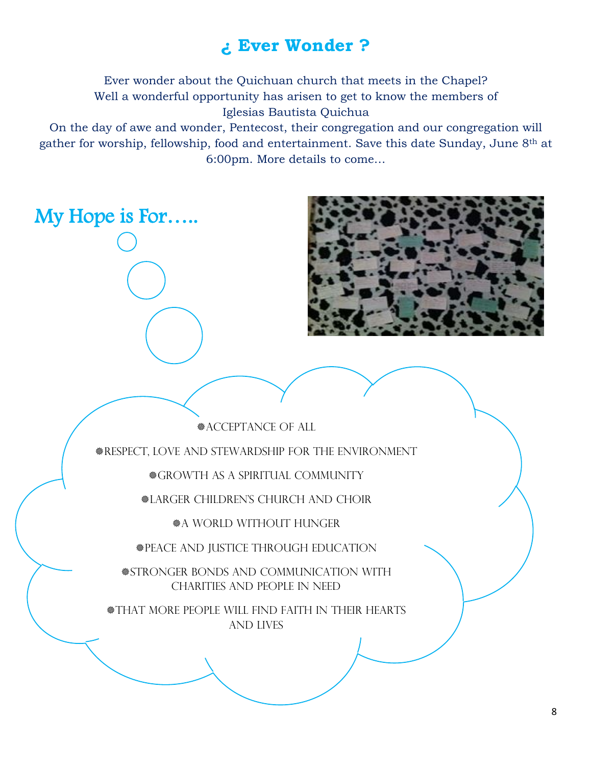# ¿ Ever Wonder ?

Ever wonder about the Quichuan church that meets in the Chapel?
Well a wonderful opportunity has arisen to get to know the members of
Iglesias Bautista Quichua
On the day of awe and wonder, Pentecost, their congregation and our congregation will gather for worship, fellowship, food and entertainment. Save this date Sunday, June 8th at 6:00pm. More details to come…

## My Hope is For…..

- ACCEPTANCE OF ALL
- RESPECT, LOVE AND STEWARDSHIP FOR THE ENVIRONMENT
- GROWTH AS A SPIRITUAL COMMUNITY
- LARGER CHILDREN'S CHURCH AND CHOIR
- A WORLD WITHOUT HUNGER
- PEACE AND JUSTICE THROUGH EDUCATION
- STRONGER BONDS AND COMMUNICATION WITH CHARITIES AND PEOPLE IN NEED
- THAT MORE PEOPLE WILL FIND FAITH IN THEIR HEARTS AND LIVES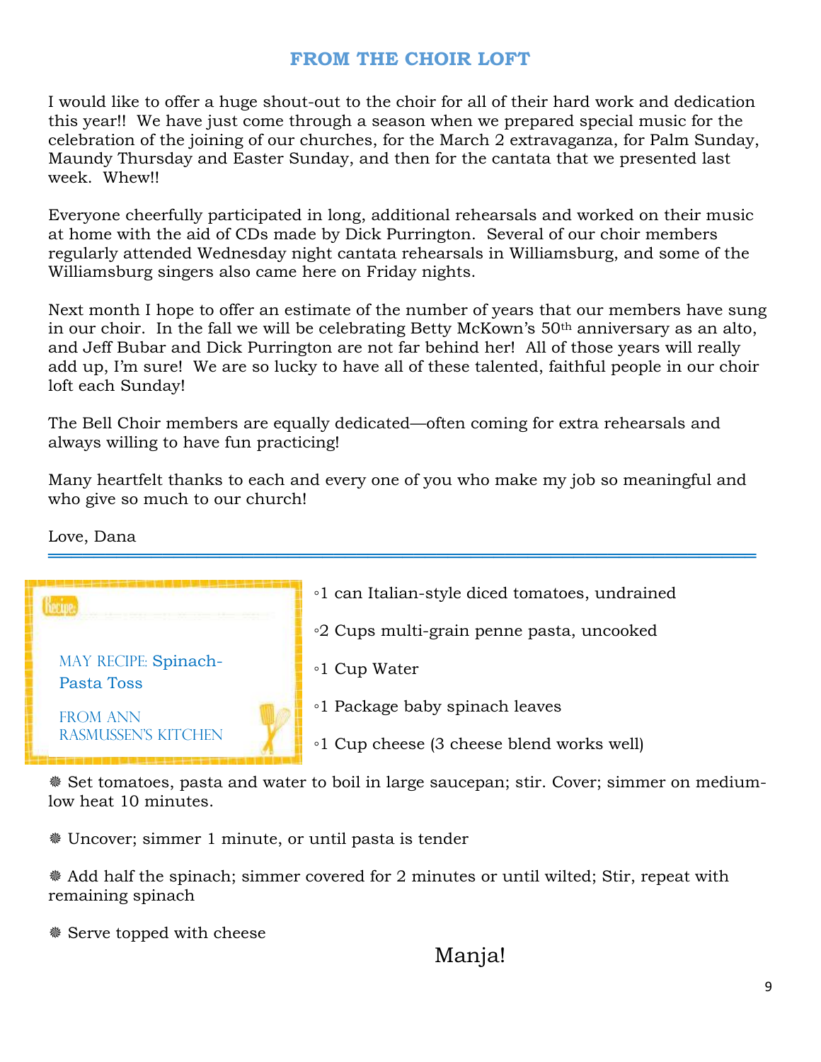## FROM THE CHOIR LOFT

I would like to offer a huge shout-out to the choir for all of their hard work and dedication this year!! We have just come through a season when we prepared special music for the celebration of the joining of our churches, for the March 2 extravaganza, for Palm Sunday, Maundy Thursday and Easter Sunday, and then for the cantata that we presented last week. Whew!!

Everyone cheerfully participated in long, additional rehearsals and worked on their music at home with the aid of CDs made by Dick Purrington. Several of our choir members regularly attended Wednesday night cantata rehearsals in Williamsburg, and some of the Williamsburg singers also came here on Friday nights.

Next month I hope to offer an estimate of the number of years that our members have sung in our choir. In the fall we will be celebrating Betty McKown's 50th anniversary as an alto, and Jeff Bubar and Dick Purrington are not far behind her! All of those years will really add up, I'm sure! We are so lucky to have all of these talented, faithful people in our choir loft each Sunday!

The Bell Choir members are equally dedicated—often coming for extra rehearsals and always willing to have fun practicing!

Many heartfelt thanks to each and every one of you who make my job so meaningful and who give so much to our church!

Love, Dana

---

Recipe

MAY RECIPE: Spinach-Pasta Toss

FROM ANN RASMUSSEN'S KITCHEN

- 1 can Italian-style diced tomatoes, undrained
- 2 Cups multi-grain penne pasta, uncooked
- 1 Cup Water
- 1 Package baby spinach leaves
- 1 Cup cheese (3 cheese blend works well)

❅ Set tomatoes, pasta and water to boil in large saucepan; stir. Cover; simmer on medium-low heat 10 minutes.

❅ Uncover; simmer 1 minute, or until pasta is tender

❅ Add half the spinach; simmer covered for 2 minutes or until wilted; Stir, repeat with remaining spinach

❅ Serve topped with cheese

Manja!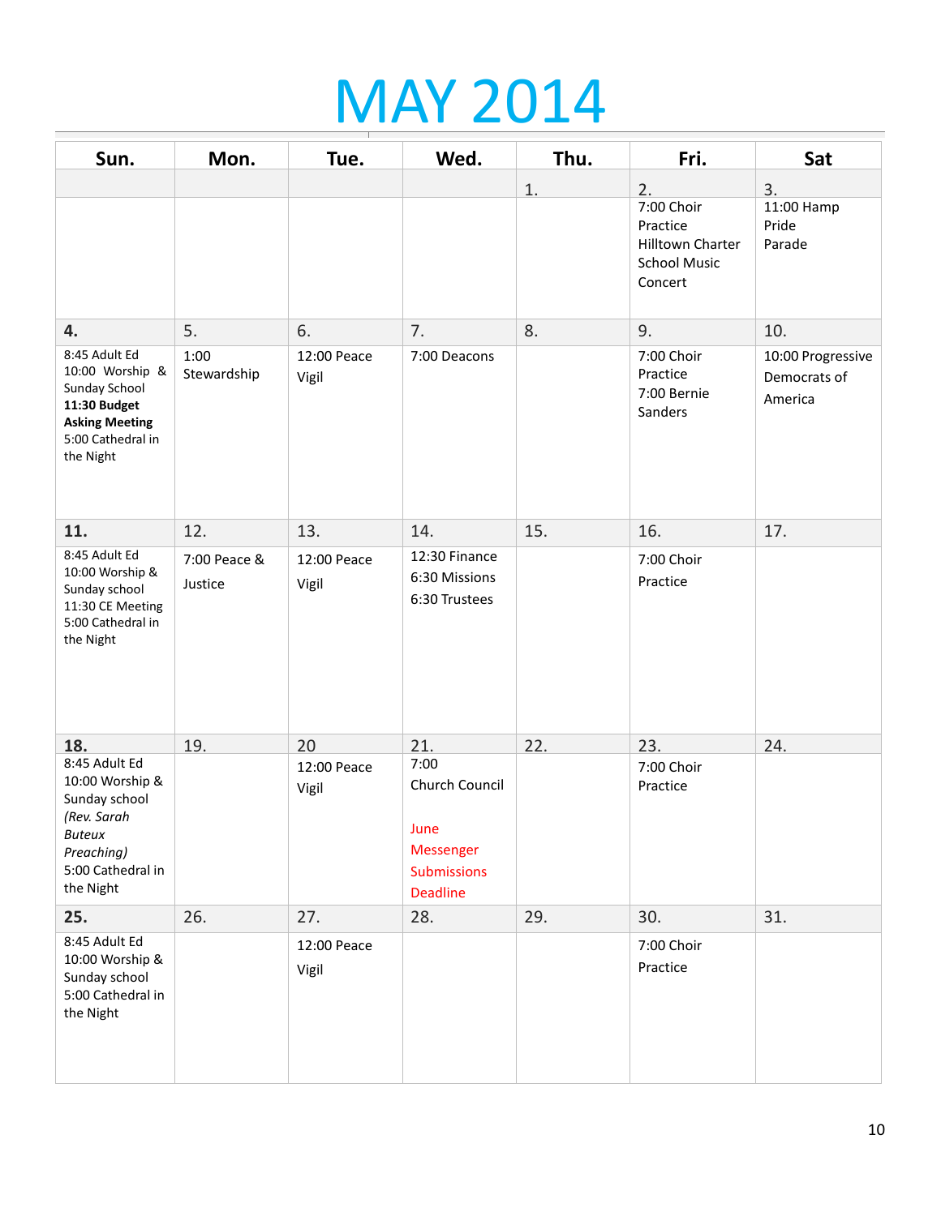# MAY 2014

| Sun. | Mon. | Tue. | Wed. | Thu. | Fri. | Sat |
|---|---|---|---|---|---|---|
| | | | | 1. | 2.<br>7:00 Choir Practice<br>Hilltown Charter School Music Concert | 3.<br>11:00 Hamp Pride Parade |
| **4.**<br>8:45 Adult Ed<br>10:00 Worship & Sunday School<br>**11:30 Budget Asking Meeting**<br>5:00 Cathedral in the Night | 5.<br>1:00 Stewardship | 6.<br>12:00 Peace Vigil | 7.<br>7:00 Deacons | 8. | 9.<br>7:00 Choir Practice<br>7:00 Bernie Sanders | 10.<br>10:00 Progressive Democrats of America |
| **11.**<br>8:45 Adult Ed<br>10:00 Worship & Sunday school<br>11:30 CE Meeting<br>5:00 Cathedral in the Night | 12.<br>7:00 Peace & Justice | 13.<br>12:00 Peace Vigil | 14.<br>12:30 Finance<br>6:30 Missions<br>6:30 Trustees | 15. | 16.<br>7:00 Choir Practice | 17. |
| **18.**<br>8:45 Adult Ed<br>10:00 Worship & Sunday school<br>*(Rev. Sarah Buteux Preaching)*<br>5:00 Cathedral in the Night | 19. | 20<br>12:00 Peace Vigil | 21.<br>7:00<br>Church Council<br><br>June Messenger Submissions Deadline | 22. | 23.<br>7:00 Choir Practice | 24. |
| **25.**<br>8:45 Adult Ed<br>10:00 Worship & Sunday school<br>5:00 Cathedral in the Night | 26. | 27.<br>12:00 Peace Vigil | 28. | 29. | 30.<br>7:00 Choir Practice | 31. |